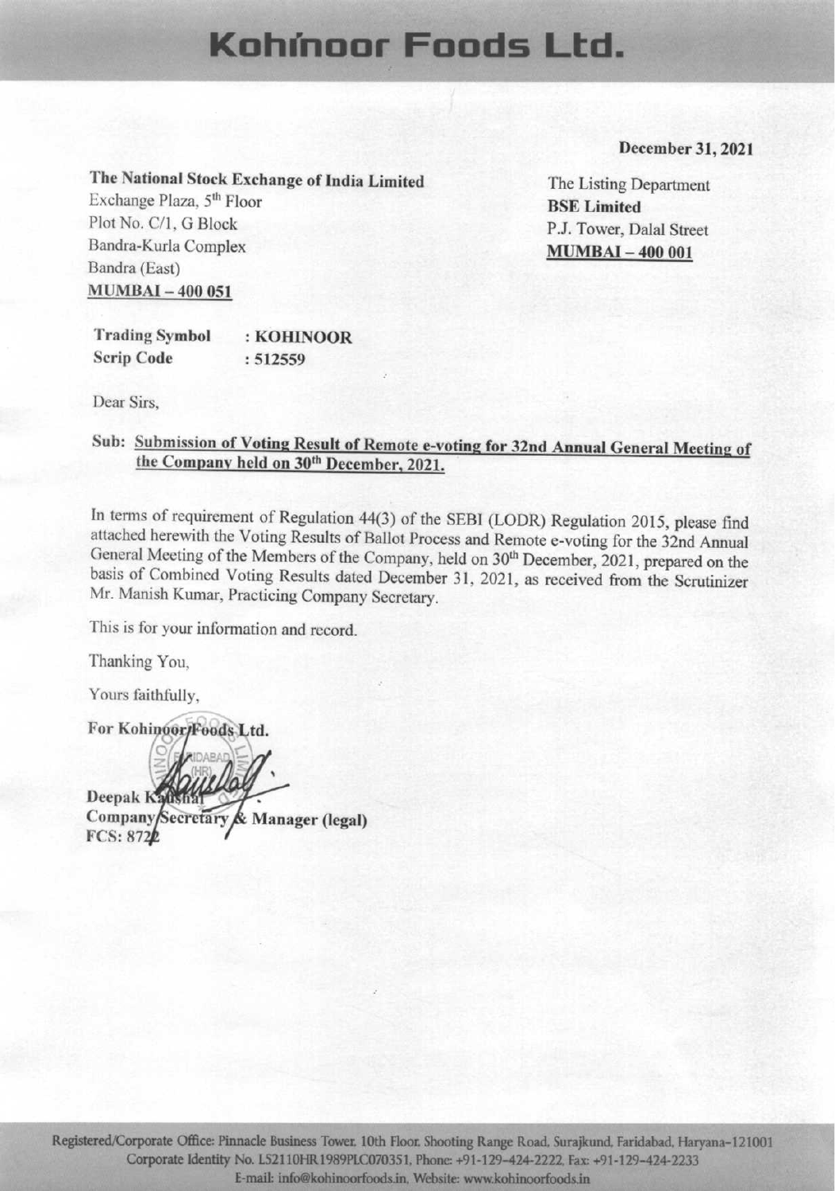# Kohinoor Foods Ltd.

**December 31, 2021**

**The National Stock Exchange of India Limited**
Exchange Plaza, 5th Floor
Plot No. C/1, G Block
Bandra-Kurla Complex
Bandra (East)
**MUMBAI – 400 051**

The Listing Department
**BSE Limited**
P.J. Tower, Dalal Street
**MUMBAI – 400 001**

| | |
|---|---|
| **Trading Symbol** | **: KOHINOOR** |
| **Scrip Code** | **: 512559** |

Dear Sirs,

**Sub: Submission of Voting Result of Remote e-voting for 32nd Annual General Meeting of the Company held on 30th December, 2021.**

In terms of requirement of Regulation 44(3) of the SEBI (LODR) Regulation 2015, please find attached herewith the Voting Results of Ballot Process and Remote e-voting for the 32nd Annual General Meeting of the Members of the Company, held on 30th December, 2021, prepared on the basis of Combined Voting Results dated December 31, 2021, as received from the Scrutinizer Mr. Manish Kumar, Practicing Company Secretary.

This is for your information and record.

Thanking You,

Yours faithfully,

**For Kohinoor Foods Ltd.**

**Deepak Kaushal**
**Company Secretary & Manager (legal)**
**FCS: 8722**

Registered/Corporate Office: Pinnacle Business Tower, 10th Floor, Shooting Range Road, Surajkund, Faridabad, Haryana-121001
Corporate Identity No. L52110HR1989PLC070351, Phone: +91-129-424-2222, Fax: +91-129-424-2233
E-mail: info@kohinoorfoods.in, Website: www.kohinoorfoods.in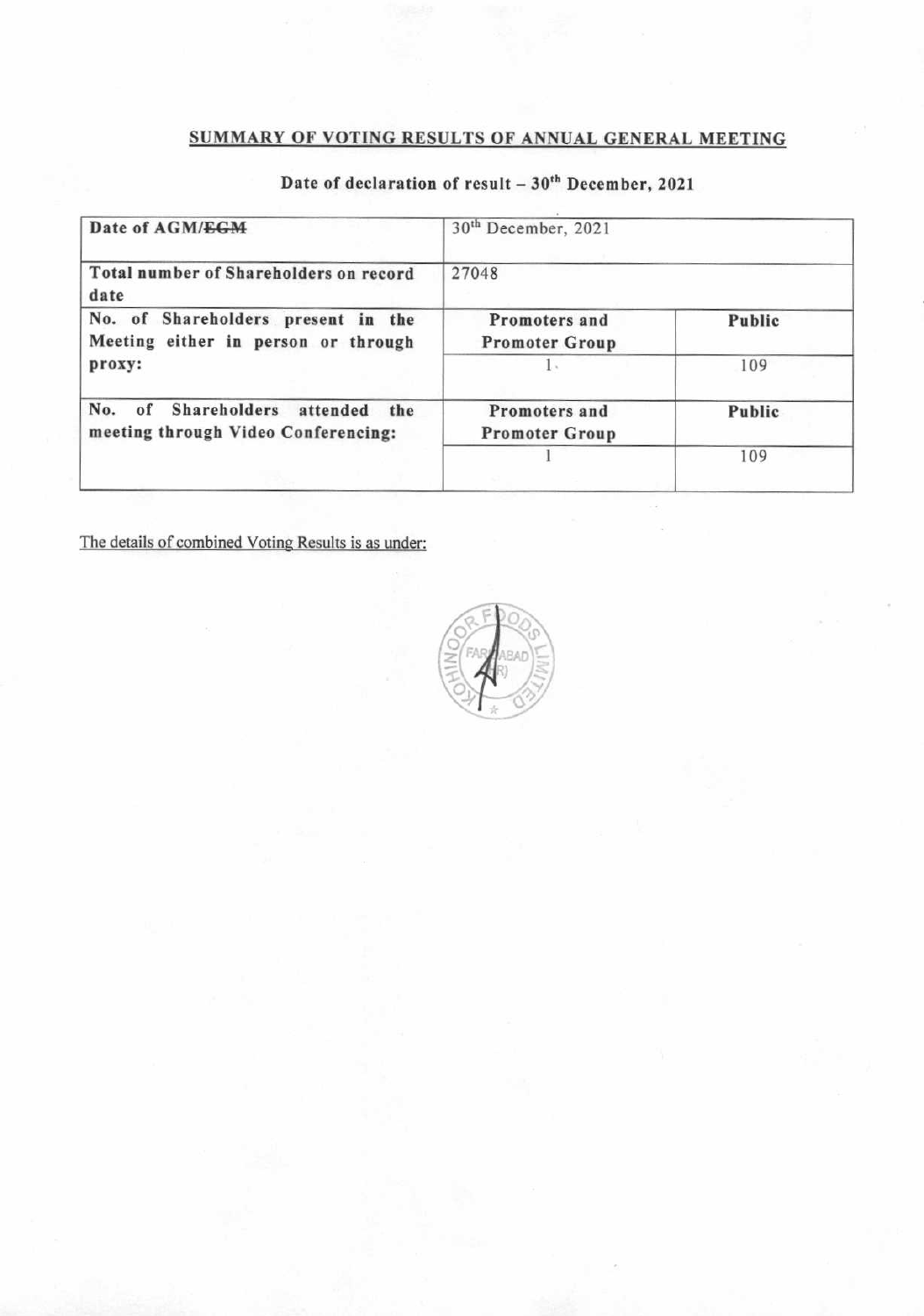## SUMMARY OF VOTING RESULTS OF ANNUAL GENERAL MEETING

**Date of declaration of result – 30th December, 2021**

| | | |
|---|---|---|
| **Date of AGM/~~EGM~~** | 30th December, 2021 | |
| **Total number of Shareholders on record date** | 27048 | |
| **No. of Shareholders present in the Meeting either in person or through proxy:** | **Promoters and Promoter Group** | **Public** |
| | 1 | 109 |
| **No. of Shareholders attended the meeting through Video Conferencing:** | **Promoters and Promoter Group** | **Public** |
| | 1 | 109 |

The details of combined Voting Results is as under: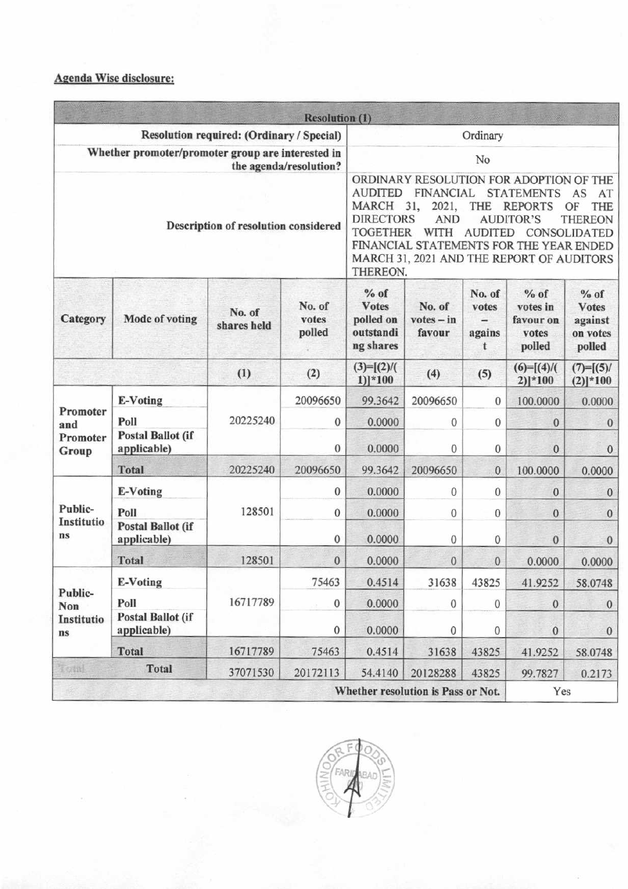**Agenda Wise disclosure:**

| Resolution (1) | | | | | | | | |
|---|---|---|---|---|---|---|---|---|
| Resolution required: (Ordinary / Special) | | | | Ordinary | | | | |
| Whether promoter/promoter group are interested in the agenda/resolution? | | | | No | | | | |
| Description of resolution considered | | | | ORDINARY RESOLUTION FOR ADOPTION OF THE AUDITED FINANCIAL STATEMENTS AS AT MARCH 31, 2021, THE REPORTS OF THE DIRECTORS AND AUDITOR'S THEREON TOGETHER WITH AUDITED CONSOLIDATED FINANCIAL STATEMENTS FOR THE YEAR ENDED MARCH 31, 2021 AND THE REPORT OF AUDITORS THEREON. | | | | |
| Category | Mode of voting | No. of shares held | No. of votes polled | % of Votes polled on outstanding shares | No. of votes – in favour | No. of votes – against | % of votes in favour on votes polled | % of Votes against on votes polled |
| | | (1) | (2) | (3)=[(2)/(1)]*100 | (4) | (5) | (6)=[(4)/(2)]*100 | (7)=[(5)/(2)]*100 |
| Promoter and Promoter Group | E-Voting | 20225240 | 20096650 | 99.3642 | 20096650 | 0 | 100.0000 | 0.0000 |
| | Poll | | 0 | 0.0000 | 0 | 0 | 0 | 0 |
| | Postal Ballot (if applicable) | | 0 | 0.0000 | 0 | 0 | 0 | 0 |
| | Total | 20225240 | 20096650 | 99.3642 | 20096650 | 0 | 100.0000 | 0.0000 |
| Public-Institutions | E-Voting | 128501 | 0 | 0.0000 | 0 | 0 | 0 | 0 |
| | Poll | | 0 | 0.0000 | 0 | 0 | 0 | 0 |
| | Postal Ballot (if applicable) | | 0 | 0.0000 | 0 | 0 | 0 | 0 |
| | Total | 128501 | 0 | 0.0000 | 0 | 0 | 0.0000 | 0.0000 |
| Public-Non Institutions | E-Voting | 16717789 | 75463 | 0.4514 | 31638 | 43825 | 41.9252 | 58.0748 |
| | Poll | | 0 | 0.0000 | 0 | 0 | 0 | 0 |
| | Postal Ballot (if applicable) | | 0 | 0.0000 | 0 | 0 | 0 | 0 |
| | Total | 16717789 | 75463 | 0.4514 | 31638 | 43825 | 41.9252 | 58.0748 |
| Total | Total | 37071530 | 20172113 | 54.4140 | 20128288 | 43825 | 99.7827 | 0.2173 |
| | | | | Whether resolution is Pass or Not. | | | Yes | |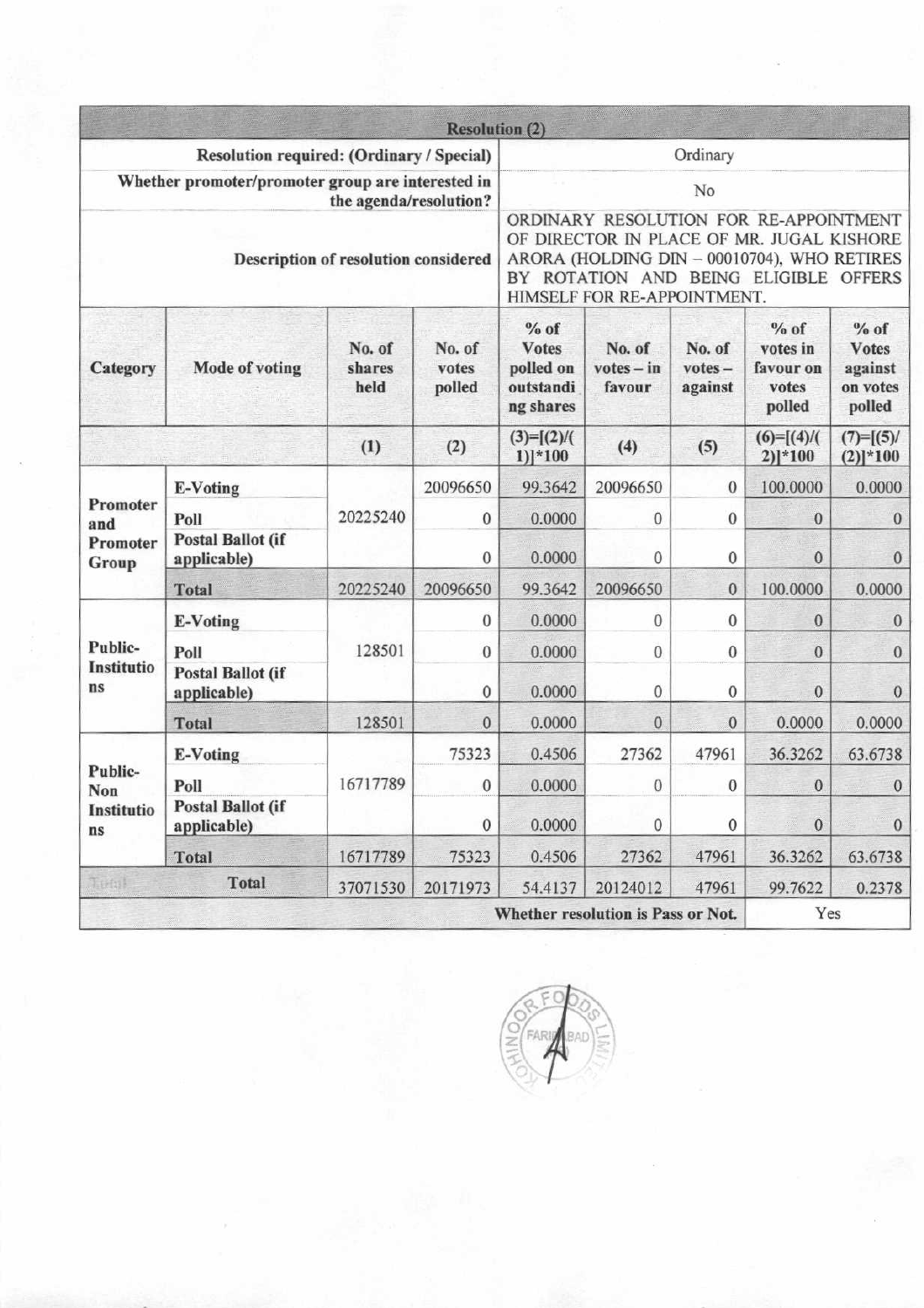| Resolution (2) | | | | | | | | |
|---|---|---|---|---|---|---|---|---|
| Resolution required: (Ordinary / Special) | | | | Ordinary | | | | |
| Whether promoter/promoter group are interested in the agenda/resolution? | | | | No | | | | |
| Description of resolution considered | | | | ORDINARY RESOLUTION FOR RE-APPOINTMENT OF DIRECTOR IN PLACE OF MR. JUGAL KISHORE ARORA (HOLDING DIN – 00010704), WHO RETIRES BY ROTATION AND BEING ELIGIBLE OFFERS HIMSELF FOR RE-APPOINTMENT. | | | | |
| **Category** | **Mode of voting** | **No. of shares held** | **No. of votes polled** | **% of Votes polled on outstanding shares** | **No. of votes – in favour** | **No. of votes – against** | **% of votes in favour on votes polled** | **% of Votes against on votes polled** |
| | | (1) | (2) | (3)=[(2)/(1)]*100 | (4) | (5) | (6)=[(4)/(2)]*100 | (7)=[(5)/(2)]*100 |
| Promoter and Promoter Group | E-Voting | 20225240 | 20096650 | 99.3642 | 20096650 | 0 | 100.0000 | 0.0000 |
| | Poll | | 0 | 0.0000 | 0 | 0 | 0 | 0 |
| | Postal Ballot (if applicable) | | 0 | 0.0000 | 0 | 0 | 0 | 0 |
| | **Total** | 20225240 | 20096650 | 99.3642 | 20096650 | 0 | 100.0000 | 0.0000 |
| Public-Institutions | E-Voting | 128501 | 0 | 0.0000 | 0 | 0 | 0 | 0 |
| | Poll | | 0 | 0.0000 | 0 | 0 | 0 | 0 |
| | Postal Ballot (if applicable) | | 0 | 0.0000 | 0 | 0 | 0 | 0 |
| | **Total** | 128501 | 0 | 0.0000 | 0 | 0 | 0.0000 | 0.0000 |
| Public-Non Institutions | E-Voting | 16717789 | 75323 | 0.4506 | 27362 | 47961 | 36.3262 | 63.6738 |
| | Poll | | 0 | 0.0000 | 0 | 0 | 0 | 0 |
| | Postal Ballot (if applicable) | | 0 | 0.0000 | 0 | 0 | 0 | 0 |
| | **Total** | 16717789 | 75323 | 0.4506 | 27362 | 47961 | 36.3262 | 63.6738 |
| Total | **Total** | 37071530 | 20171973 | 54.4137 | 20124012 | 47961 | 99.7622 | 0.2378 |
| | | | | **Whether resolution is Pass or Not.** | | | Yes | |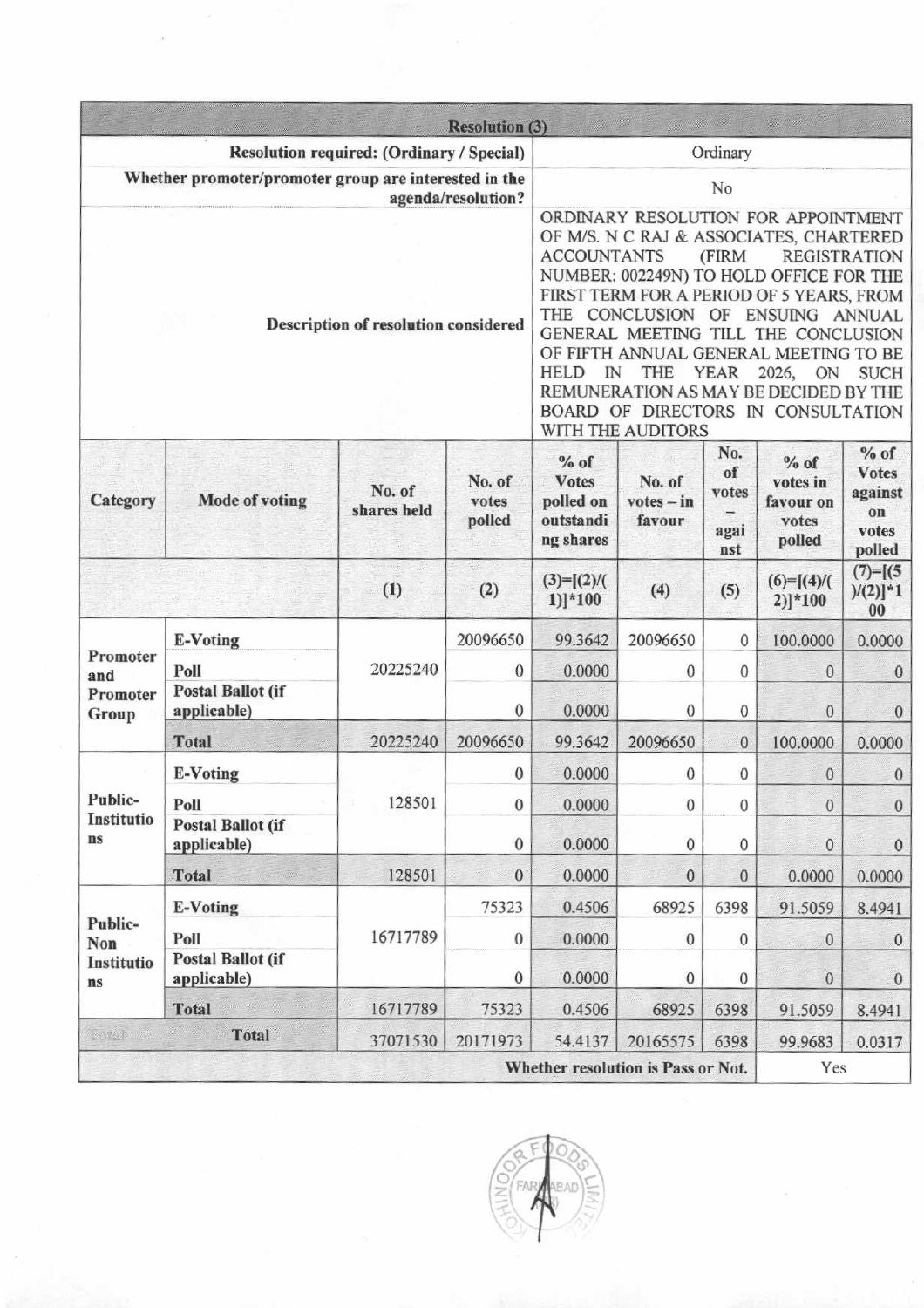| Resolution (3) | | | | | | | | |
|---|---|---|---|---|---|---|---|---|
| Resolution required: (Ordinary / Special) | | | | Ordinary | | | | |
| Whether promoter/promoter group are interested in the agenda/resolution? | | | | No | | | | |
| Description of resolution considered | | | | ORDINARY RESOLUTION FOR APPOINTMENT OF M/S. N C RAJ & ASSOCIATES, CHARTERED ACCOUNTANTS (FIRM REGISTRATION NUMBER: 002249N) TO HOLD OFFICE FOR THE FIRST TERM FOR A PERIOD OF 5 YEARS, FROM THE CONCLUSION OF ENSUING ANNUAL GENERAL MEETING TILL THE CONCLUSION OF FIFTH ANNUAL GENERAL MEETING TO BE HELD IN THE YEAR 2026, ON SUCH REMUNERATION AS MAY BE DECIDED BY THE BOARD OF DIRECTORS IN CONSULTATION WITH THE AUDITORS | | | | |
| Category | Mode of voting | No. of shares held | No. of votes polled | % of Votes polled on outstanding shares | No. of votes – in favour | No. of votes – against | % of votes in favour on votes polled | % of Votes against on votes polled |
| | | (1) | (2) | (3)=[(2)/(1)]*100 | (4) | (5) | (6)=[(4)/(2)]*100 | (7)=[(5)/(2)]*100 |
| Promoter and Promoter Group | E-Voting | 20225240 | 20096650 | 99.3642 | 20096650 | 0 | 100.0000 | 0.0000 |
| | Poll | | 0 | 0.0000 | 0 | 0 | 0 | 0 |
| | Postal Ballot (if applicable) | | 0 | 0.0000 | 0 | 0 | 0 | 0 |
| | Total | 20225240 | 20096650 | 99.3642 | 20096650 | 0 | 100.0000 | 0.0000 |
| Public-Institutions | E-Voting | 128501 | 0 | 0.0000 | 0 | 0 | 0 | 0 |
| | Poll | | 0 | 0.0000 | 0 | 0 | 0 | 0 |
| | Postal Ballot (if applicable) | | 0 | 0.0000 | 0 | 0 | 0 | 0 |
| | Total | 128501 | 0 | 0.0000 | 0 | 0 | 0.0000 | 0.0000 |
| Public-Non Institutions | E-Voting | 16717789 | 75323 | 0.4506 | 68925 | 6398 | 91.5059 | 8.4941 |
| | Poll | | 0 | 0.0000 | 0 | 0 | 0 | 0 |
| | Postal Ballot (if applicable) | | 0 | 0.0000 | 0 | 0 | 0 | 0 |
| | Total | 16717789 | 75323 | 0.4506 | 68925 | 6398 | 91.5059 | 8.4941 |
| Total | Total | 37071530 | 20171973 | 54.4137 | 20165575 | 6398 | 99.9683 | 0.0317 |
| Whether resolution is Pass or Not. | | | | | | | Yes | |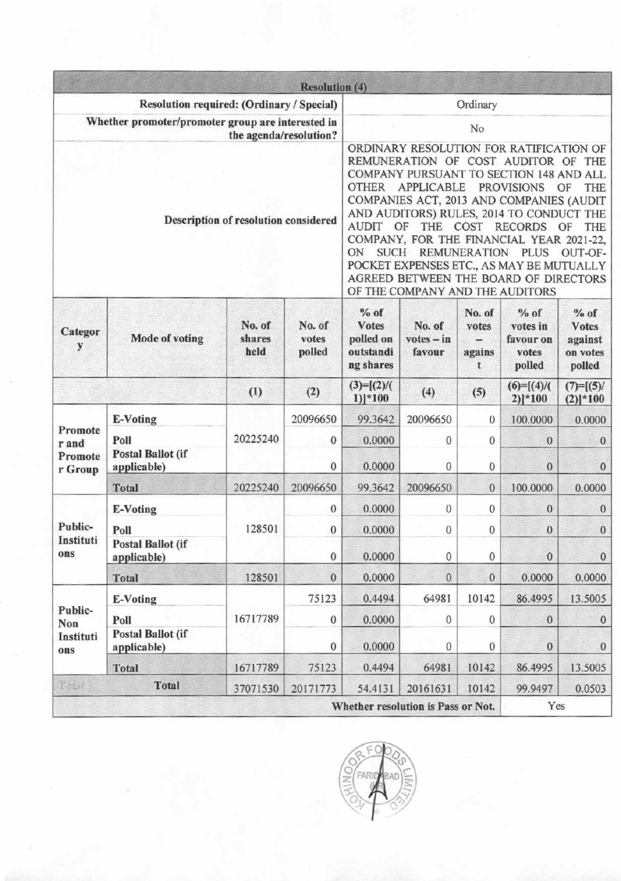| Resolution (4) | | | | | | | | |
|---|---|---|---|---|---|---|---|---|
| Resolution required: (Ordinary / Special) | | | | Ordinary | | | | |
| Whether promoter/promoter group are interested in the agenda/resolution? | | | | No | | | | |
| Description of resolution considered | | | | ORDINARY RESOLUTION FOR RATIFICATION OF REMUNERATION OF COST AUDITOR OF THE COMPANY PURSUANT TO SECTION 148 AND ALL OTHER APPLICABLE PROVISIONS OF THE COMPANIES ACT, 2013 AND COMPANIES (AUDIT AND AUDITORS) RULES, 2014 TO CONDUCT THE AUDIT OF THE COST RECORDS OF THE COMPANY, FOR THE FINANCIAL YEAR 2021-22, ON SUCH REMUNERATION PLUS OUT-OF-POCKET EXPENSES ETC., AS MAY BE MUTUALLY AGREED BETWEEN THE BOARD OF DIRECTORS OF THE COMPANY AND THE AUDITORS | | | | |
| Category | Mode of voting | No. of shares held | No. of votes polled | % of Votes polled on outstanding shares | No. of votes – in favour | No. of votes – against | % of votes in favour on votes polled | % of Votes against on votes polled |
| | | (1) | (2) | (3)=[(2)/(1)]*100 | (4) | (5) | (6)=[(4)/(2)]*100 | (7)=[(5)/(2)]*100 |
| Promoter and Promoter Group | E-Voting | 20225240 | 20096650 | 99.3642 | 20096650 | 0 | 100.0000 | 0.0000 |
| | Poll | | 0 | 0.0000 | 0 | 0 | 0 | 0 |
| | Postal Ballot (if applicable) | | 0 | 0.0000 | 0 | 0 | 0 | 0 |
| | Total | 20225240 | 20096650 | 99.3642 | 20096650 | 0 | 100.0000 | 0.0000 |
| Public-Institutions | E-Voting | 128501 | 0 | 0.0000 | 0 | 0 | 0 | 0 |
| | Poll | | 0 | 0.0000 | 0 | 0 | 0 | 0 |
| | Postal Ballot (if applicable) | | 0 | 0.0000 | 0 | 0 | 0 | 0 |
| | Total | 128501 | 0 | 0.0000 | 0 | 0 | 0.0000 | 0.0000 |
| Public-Non Institutions | E-Voting | 16717789 | 75123 | 0.4494 | 64981 | 10142 | 86.4995 | 13.5005 |
| | Poll | | 0 | 0.0000 | 0 | 0 | 0 | 0 |
| | Postal Ballot (if applicable) | | 0 | 0.0000 | 0 | 0 | 0 | 0 |
| | Total | 16717789 | 75123 | 0.4494 | 64981 | 10142 | 86.4995 | 13.5005 |
| | Total | 37071530 | 20171773 | 54.4131 | 20161631 | 10142 | 99.9497 | 0.0503 |
| | | | | Whether resolution is Pass or Not. | | | Yes | |